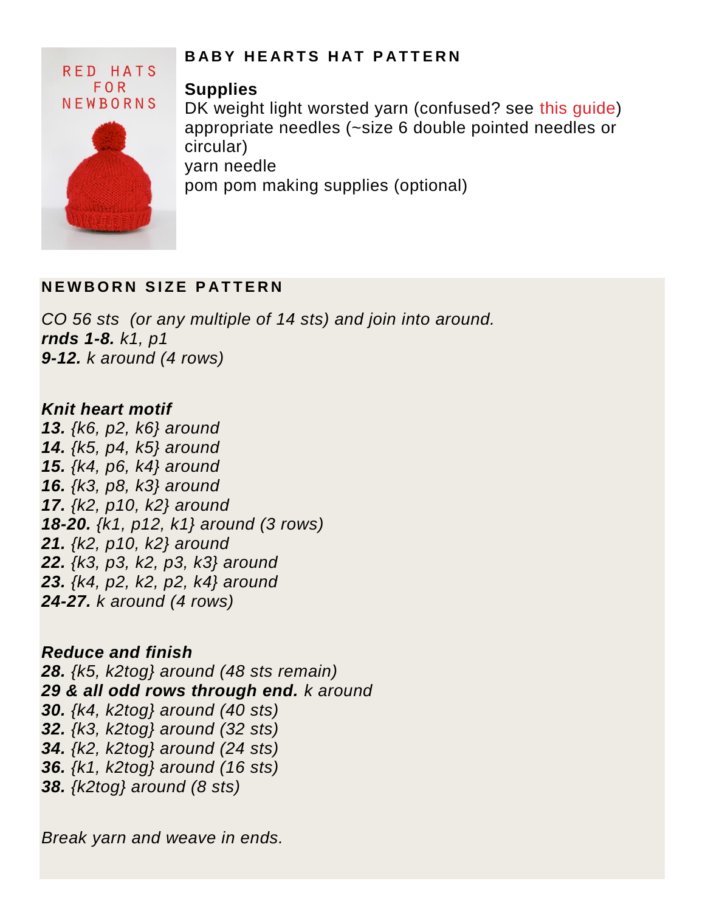## BABY HEARTS HAT PATTERN

**Supplies**

DK weight light worsted yarn (confused? see this guide)
appropriate needles (~size 6 double pointed needles or circular)
yarn needle
pom pom making supplies (optional)

### NEWBORN SIZE PATTERN

*CO 56 sts (or any multiple of 14 sts) and join into around.*
***rnds 1-8.*** *k1, p1*
***9-12.*** *k around (4 rows)*

***Knit heart motif***
***13.*** *{k6, p2, k6} around*
***14.*** *{k5, p4, k5} around*
***15.*** *{k4, p6, k4} around*
***16.*** *{k3, p8, k3} around*
***17.*** *{k2, p10, k2} around*
***18-20.*** *{k1, p12, k1} around (3 rows)*
***21.*** *{k2, p10, k2} around*
***22.*** *{k3, p3, k2, p3, k3} around*
***23.*** *{k4, p2, k2, p2, k4} around*
***24-27.*** *k around (4 rows)*

***Reduce and finish***
***28.*** *{k5, k2tog} around (48 sts remain)*
***29 & all odd rows through end.*** *k around*
***30.*** *{k4, k2tog} around (40 sts)*
***32.*** *{k3, k2tog} around (32 sts)*
***34.*** *{k2, k2tog} around (24 sts)*
***36.*** *{k1, k2tog} around (16 sts)*
***38.*** *{k2tog} around (8 sts)*

*Break yarn and weave in ends.*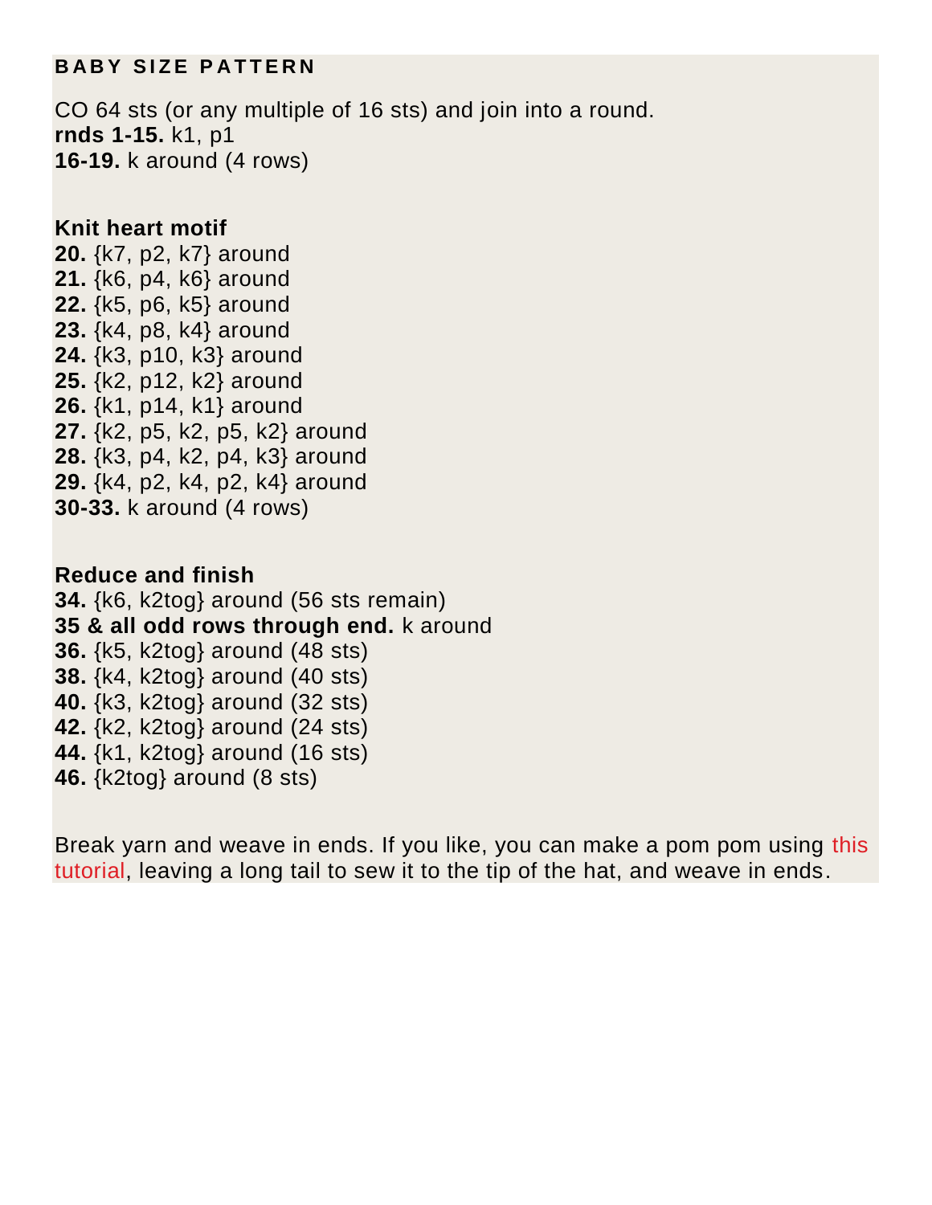## BABY SIZE PATTERN

CO 64 sts (or any multiple of 16 sts) and join into a round.
**rnds 1-15.** k1, p1
**16-19.** k around (4 rows)

### Knit heart motif

**20.** {k7, p2, k7} around
**21.** {k6, p4, k6} around
**22.** {k5, p6, k5} around
**23.** {k4, p8, k4} around
**24.** {k3, p10, k3} around
**25.** {k2, p12, k2} around
**26.** {k1, p14, k1} around
**27.** {k2, p5, k2, p5, k2} around
**28.** {k3, p4, k2, p4, k3} around
**29.** {k4, p2, k4, p2, k4} around
**30-33.** k around (4 rows)

### Reduce and finish

**34.** {k6, k2tog} around (56 sts remain)
**35 & all odd rows through end.** k around
**36.** {k5, k2tog} around (48 sts)
**38.** {k4, k2tog} around (40 sts)
**40.** {k3, k2tog} around (32 sts)
**42.** {k2, k2tog} around (24 sts)
**44.** {k1, k2tog} around (16 sts)
**46.** {k2tog} around (8 sts)

Break yarn and weave in ends. If you like, you can make a pom pom using this tutorial, leaving a long tail to sew it to the tip of the hat, and weave in ends.